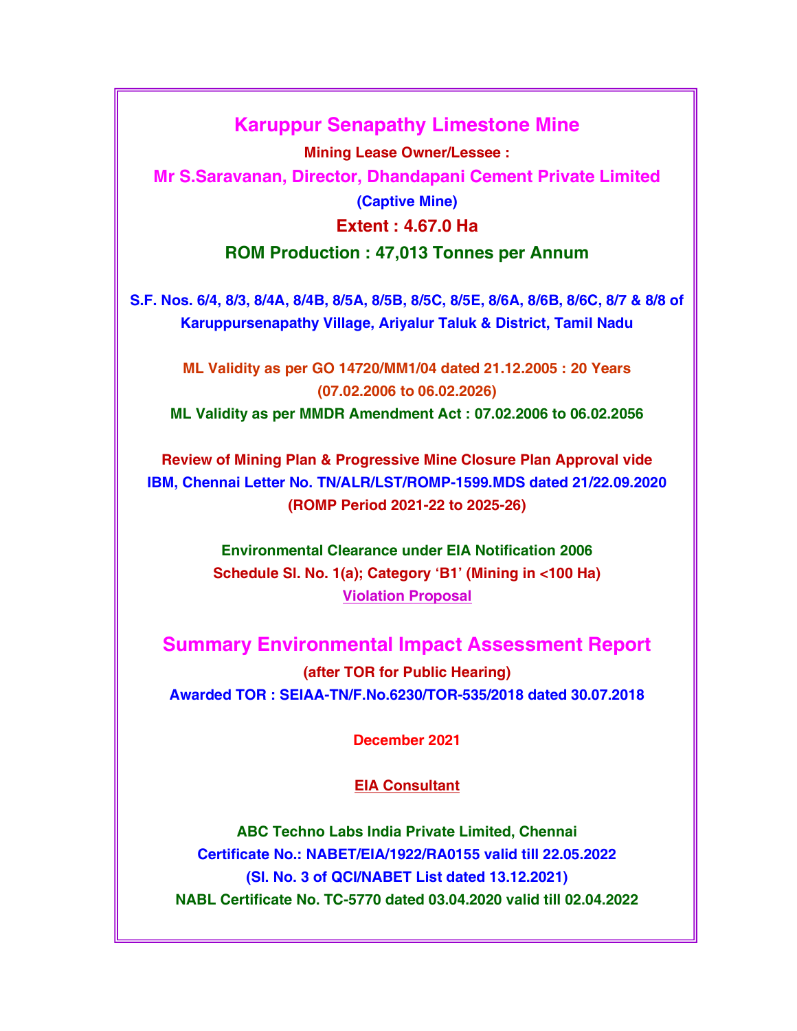# Karuppur Senapathy Limestone Mine

**Mining Lease Owner/Lessee :**

**Mr S.Saravanan, Director, Dhandapani Cement Private Limited**

**(Captive Mine)**

**Extent : 4.67.0 Ha**

**ROM Production : 47,013 Tonnes per Annum**

**S.F. Nos. 6/4, 8/3, 8/4A, 8/4B, 8/5A, 8/5B, 8/5C, 8/5E, 8/6A, 8/6B, 8/6C, 8/7 & 8/8 of Karuppursenapathy Village, Ariyalur Taluk & District, Tamil Nadu**

**ML Validity as per GO 14720/MM1/04 dated 21.12.2005 : 20 Years (07.02.2006 to 06.02.2026)**

**ML Validity as per MMDR Amendment Act : 07.02.2006 to 06.02.2056**

**Review of Mining Plan & Progressive Mine Closure Plan Approval vide IBM, Chennai Letter No. TN/ALR/LST/ROMP-1599.MDS dated 21/22.09.2020 (ROMP Period 2021-22 to 2025-26)**

**Environmental Clearance under EIA Notification 2006**
**Schedule Sl. No. 1(a); Category 'B1' (Mining in <100 Ha)**
**Violation Proposal**

## Summary Environmental Impact Assessment Report

**(after TOR for Public Hearing)**
**Awarded TOR : SEIAA-TN/F.No.6230/TOR-535/2018 dated 30.07.2018**

**December 2021**

**EIA Consultant**

**ABC Techno Labs India Private Limited, Chennai**
**Certificate No.: NABET/EIA/1922/RA0155 valid till 22.05.2022**
**(Sl. No. 3 of QCI/NABET List dated 13.12.2021)**
**NABL Certificate No. TC-5770 dated 03.04.2020 valid till 02.04.2022**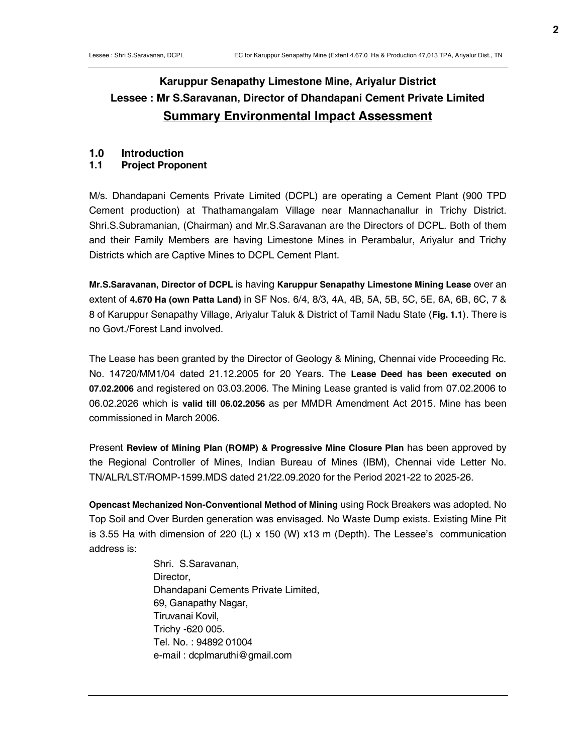# Karuppur Senapathy Limestone Mine, Ariyalur District
# Lessee : Mr S.Saravanan, Director of Dhandapani Cement Private Limited
# Summary Environmental Impact Assessment

## 1.0 Introduction

### 1.1 Project Proponent

M/s. Dhandapani Cements Private Limited (DCPL) are operating a Cement Plant (900 TPD Cement production) at Thathamangalam Village near Mannachanallur in Trichy District. Shri.S.Subramanian, (Chairman) and Mr.S.Saravanan are the Directors of DCPL. Both of them and their Family Members are having Limestone Mines in Perambalur, Ariyalur and Trichy Districts which are Captive Mines to DCPL Cement Plant.

**Mr.S.Saravanan, Director of DCPL** is having **Karuppur Senapathy Limestone Mining Lease** over an extent of **4.670 Ha (own Patta Land)** in SF Nos. 6/4, 8/3, 4A, 4B, 5A, 5B, 5C, 5E, 6A, 6B, 6C, 7 & 8 of Karuppur Senapathy Village, Ariyalur Taluk & District of Tamil Nadu State (**Fig. 1.1**). There is no Govt./Forest Land involved.

The Lease has been granted by the Director of Geology & Mining, Chennai vide Proceeding Rc. No. 14720/MM1/04 dated 21.12.2005 for 20 Years. The **Lease Deed has been executed on 07.02.2006** and registered on 03.03.2006. The Mining Lease granted is valid from 07.02.2006 to 06.02.2026 which is **valid till 06.02.2056** as per MMDR Amendment Act 2015. Mine has been commissioned in March 2006.

Present **Review of Mining Plan (ROMP) & Progressive Mine Closure Plan** has been approved by the Regional Controller of Mines, Indian Bureau of Mines (IBM), Chennai vide Letter No. TN/ALR/LST/ROMP-1599.MDS dated 21/22.09.2020 for the Period 2021-22 to 2025-26.

**Opencast Mechanized Non-Conventional Method of Mining** using Rock Breakers was adopted. No Top Soil and Over Burden generation was envisaged. No Waste Dump exists. Existing Mine Pit is 3.55 Ha with dimension of 220 (L) x 150 (W) x13 m (Depth). The Lessee's communication address is:

> Shri. S.Saravanan,
> Director,
> Dhandapani Cements Private Limited,
> 69, Ganapathy Nagar,
> Tiruvanai Kovil,
> Trichy -620 005.
> Tel. No. : 94892 01004
> e-mail : dcplmaruthi@gmail.com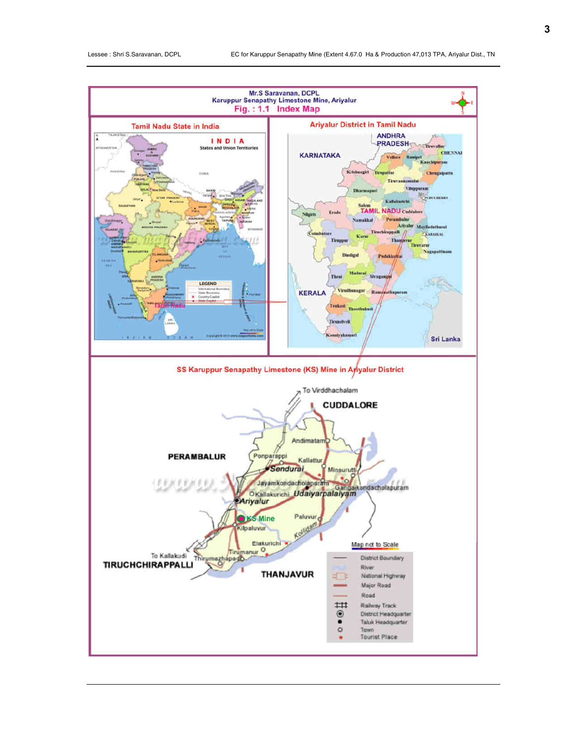Mr.S Saravanan, DCPL
Karuppur Senapathy Limestone Mine, Ariyalur

**Fig. : 1.1 Index Map**

Tamil Nadu State in India

Ariyalur District in Tamil Nadu

SS Karuppur Senapathy Limestone (KS) Mine in Ariyalur District

| Legend |
|---|
| District Boundary |
| River |
| National Highway |
| Major Road |
| Road |
| Railway Track |
| District Headquarter |
| Taluk Headquarter |
| Town |
| Tourist Place |

Map not to Scale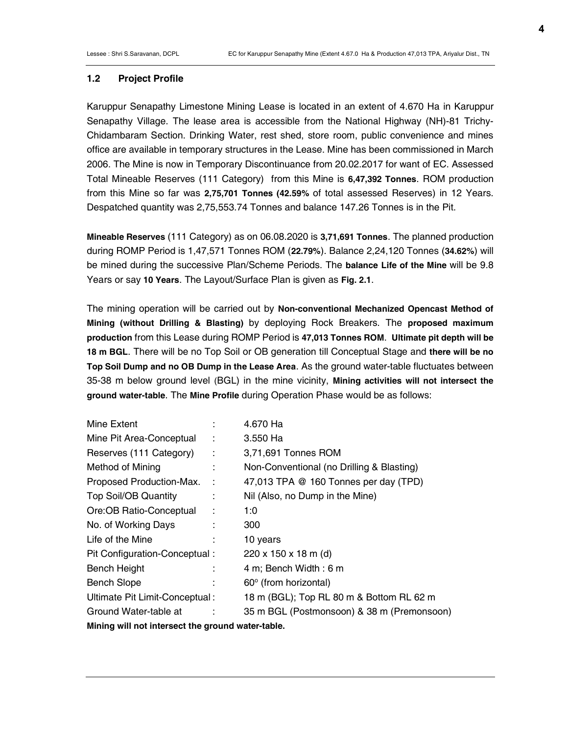### 1.2 Project Profile

Karuppur Senapathy Limestone Mining Lease is located in an extent of 4.670 Ha in Karuppur Senapathy Village. The lease area is accessible from the National Highway (NH)-81 Trichy-Chidambaram Section. Drinking Water, rest shed, store room, public convenience and mines office are available in temporary structures in the Lease. Mine has been commissioned in March 2006. The Mine is now in Temporary Discontinuance from 20.02.2017 for want of EC. Assessed Total Mineable Reserves (111 Category) from this Mine is **6,47,392 Tonnes**. ROM production from this Mine so far was **2,75,701 Tonnes (42.59%** of total assessed Reserves) in 12 Years. Despatched quantity was 2,75,553.74 Tonnes and balance 147.26 Tonnes is in the Pit.

**Mineable Reserves** (111 Category) as on 06.08.2020 is **3,71,691 Tonnes**. The planned production during ROMP Period is 1,47,571 Tonnes ROM (**22.79%**). Balance 2,24,120 Tonnes (**34.62%**) will be mined during the successive Plan/Scheme Periods. The **balance Life of the Mine** will be 9.8 Years or say **10 Years**. The Layout/Surface Plan is given as **Fig. 2.1**.

The mining operation will be carried out by **Non-conventional Mechanized Opencast Method of Mining (without Drilling & Blasting)** by deploying Rock Breakers. The **proposed maximum production** from this Lease during ROMP Period is **47,013 Tonnes ROM**. **Ultimate pit depth will be 18 m BGL**. There will be no Top Soil or OB generation till Conceptual Stage and **there will be no Top Soil Dump and no OB Dump in the Lease Area**. As the ground water-table fluctuates between 35-38 m below ground level (BGL) in the mine vicinity, **Mining activities will not intersect the ground water-table**. The **Mine Profile** during Operation Phase would be as follows:

| | | |
|---|---|---|
| Mine Extent | : | 4.670 Ha |
| Mine Pit Area-Conceptual | : | 3.550 Ha |
| Reserves (111 Category) | : | 3,71,691 Tonnes ROM |
| Method of Mining | : | Non-Conventional (no Drilling & Blasting) |
| Proposed Production-Max. | : | 47,013 TPA @ 160 Tonnes per day (TPD) |
| Top Soil/OB Quantity | : | Nil (Also, no Dump in the Mine) |
| Ore:OB Ratio-Conceptual | : | 1:0 |
| No. of Working Days | : | 300 |
| Life of the Mine | : | 10 years |
| Pit Configuration-Conceptual | : | 220 x 150 x 18 m (d) |
| Bench Height | : | 4 m; Bench Width : 6 m |
| Bench Slope | : | 60° (from horizontal) |
| Ultimate Pit Limit-Conceptual | : | 18 m (BGL); Top RL 80 m & Bottom RL 62 m |
| Ground Water-table at | : | 35 m BGL (Postmonsoon) & 38 m (Premonsoon) |

**Mining will not intersect the ground water-table.**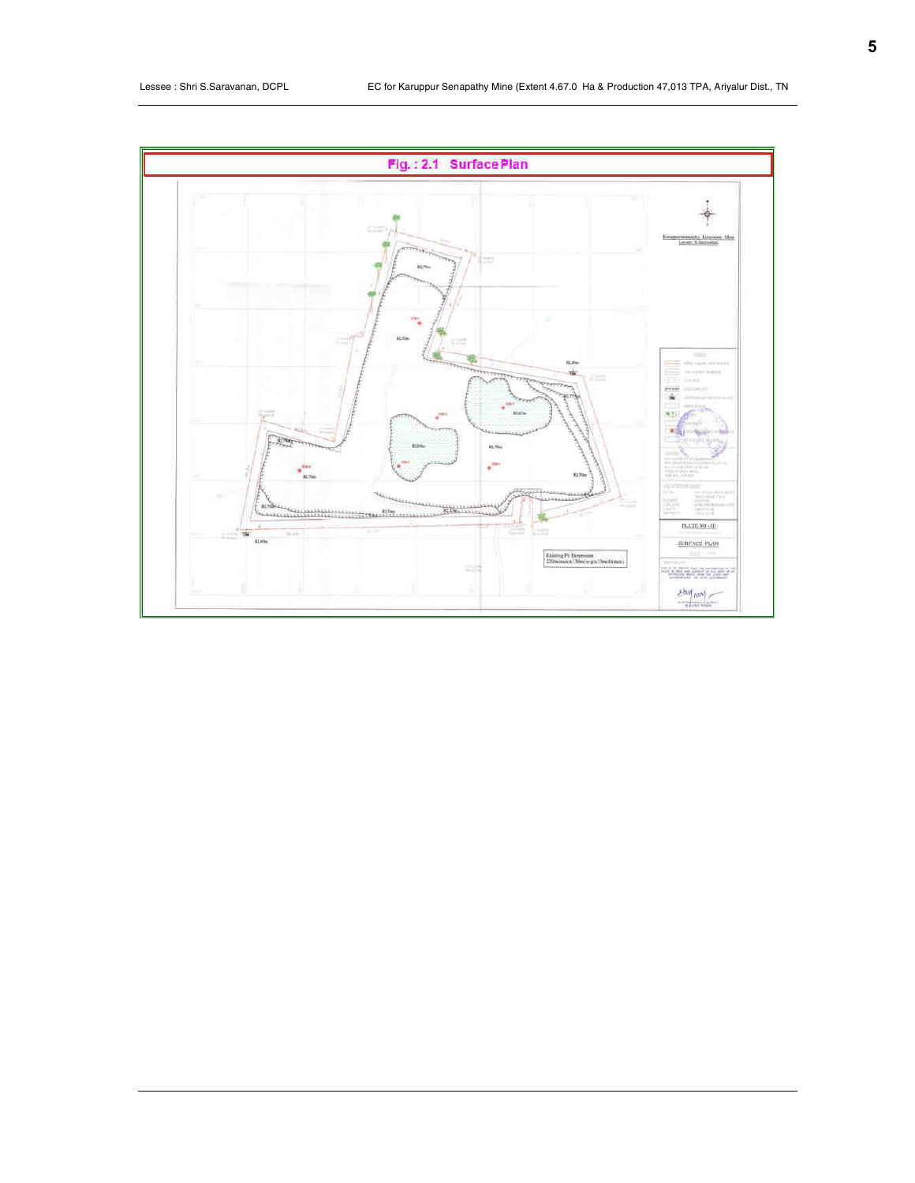**Fig. : 2.1 Surface Plan**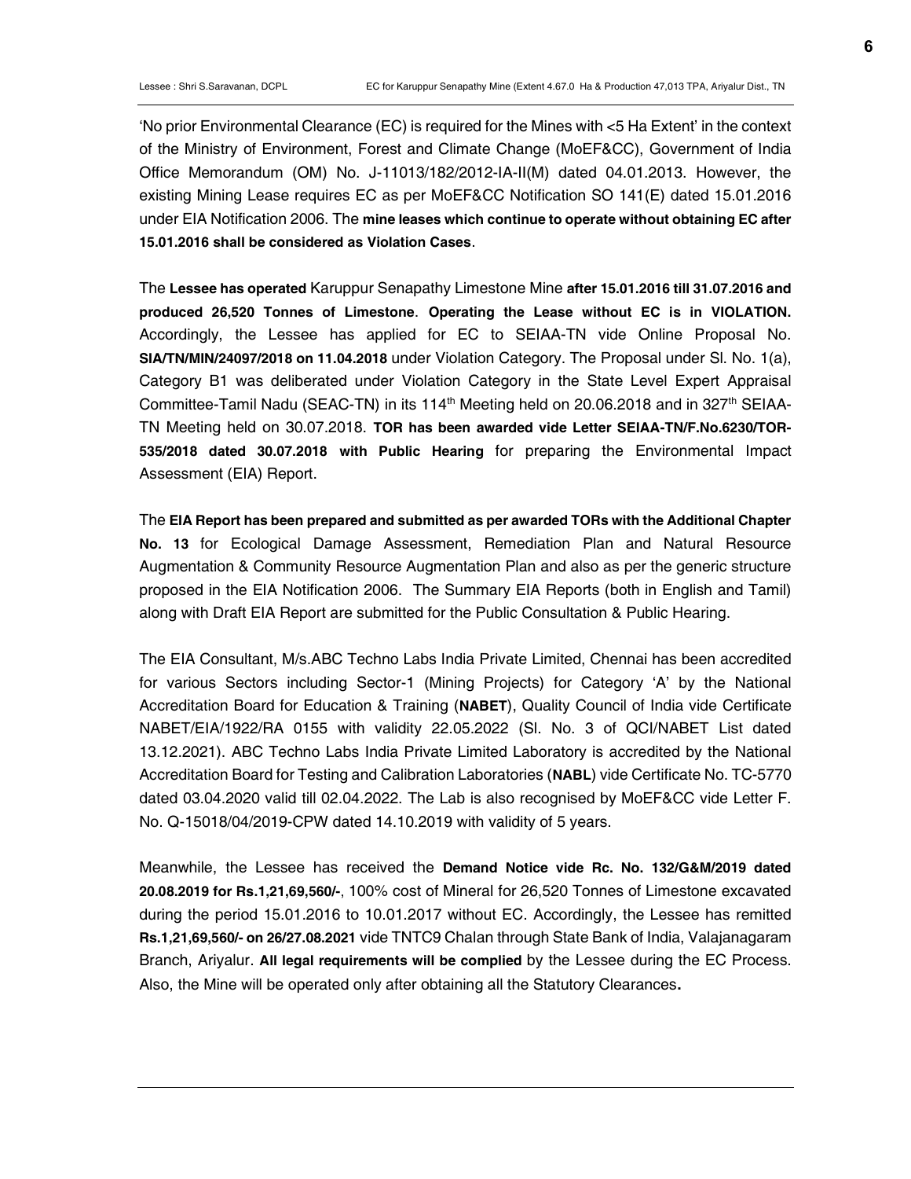'No prior Environmental Clearance (EC) is required for the Mines with <5 Ha Extent' in the context of the Ministry of Environment, Forest and Climate Change (MoEF&CC), Government of India Office Memorandum (OM) No. J-11013/182/2012-IA-II(M) dated 04.01.2013. However, the existing Mining Lease requires EC as per MoEF&CC Notification SO 141(E) dated 15.01.2016 under EIA Notification 2006. The **mine leases which continue to operate without obtaining EC after 15.01.2016 shall be considered as Violation Cases**.

The **Lessee has operated** Karuppur Senapathy Limestone Mine **after 15.01.2016 till 31.07.2016 and produced 26,520 Tonnes of Limestone**. **Operating the Lease without EC is in VIOLATION.** Accordingly, the Lessee has applied for EC to SEIAA-TN vide Online Proposal No. **SIA/TN/MIN/24097/2018 on 11.04.2018** under Violation Category. The Proposal under Sl. No. 1(a), Category B1 was deliberated under Violation Category in the State Level Expert Appraisal Committee-Tamil Nadu (SEAC-TN) in its 114th Meeting held on 20.06.2018 and in 327th SEIAA-TN Meeting held on 30.07.2018. **TOR has been awarded vide Letter SEIAA-TN/F.No.6230/TOR-535/2018 dated 30.07.2018 with Public Hearing** for preparing the Environmental Impact Assessment (EIA) Report.

The **EIA Report has been prepared and submitted as per awarded TORs with the Additional Chapter No. 13** for Ecological Damage Assessment, Remediation Plan and Natural Resource Augmentation & Community Resource Augmentation Plan and also as per the generic structure proposed in the EIA Notification 2006. The Summary EIA Reports (both in English and Tamil) along with Draft EIA Report are submitted for the Public Consultation & Public Hearing.

The EIA Consultant, M/s.ABC Techno Labs India Private Limited, Chennai has been accredited for various Sectors including Sector-1 (Mining Projects) for Category 'A' by the National Accreditation Board for Education & Training (**NABET**), Quality Council of India vide Certificate NABET/EIA/1922/RA 0155 with validity 22.05.2022 (Sl. No. 3 of QCI/NABET List dated 13.12.2021). ABC Techno Labs India Private Limited Laboratory is accredited by the National Accreditation Board for Testing and Calibration Laboratories (**NABL**) vide Certificate No. TC-5770 dated 03.04.2020 valid till 02.04.2022. The Lab is also recognised by MoEF&CC vide Letter F. No. Q-15018/04/2019-CPW dated 14.10.2019 with validity of 5 years.

Meanwhile, the Lessee has received the **Demand Notice vide Rc. No. 132/G&M/2019 dated 20.08.2019 for Rs.1,21,69,560/-**, 100% cost of Mineral for 26,520 Tonnes of Limestone excavated during the period 15.01.2016 to 10.01.2017 without EC. Accordingly, the Lessee has remitted **Rs.1,21,69,560/- on 26/27.08.2021** vide TNTC9 Chalan through State Bank of India, Valajanagaram Branch, Ariyalur. **All legal requirements will be complied** by the Lessee during the EC Process. Also, the Mine will be operated only after obtaining all the Statutory Clearances**.**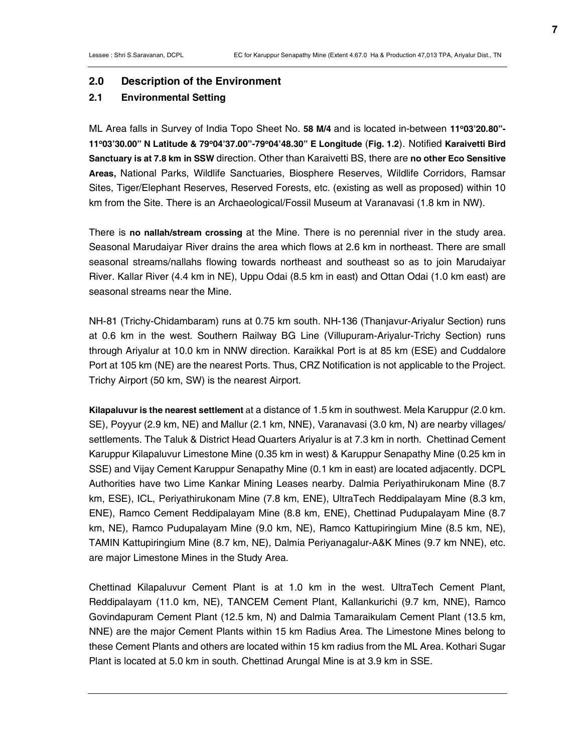## 2.0 Description of the Environment

### 2.1 Environmental Setting

ML Area falls in Survey of India Topo Sheet No. **58 M/4** and is located in-between **11º03'20.80"-11º03'30.00" N Latitude & 79º04'37.00"-79º04'48.30" E Longitude** (**Fig. 1.2**). Notified **Karaivetti Bird Sanctuary is at 7.8 km in SSW** direction. Other than Karaivetti BS, there are **no other Eco Sensitive Areas,** National Parks, Wildlife Sanctuaries, Biosphere Reserves, Wildlife Corridors, Ramsar Sites, Tiger/Elephant Reserves, Reserved Forests, etc. (existing as well as proposed) within 10 km from the Site. There is an Archaeological/Fossil Museum at Varanavasi (1.8 km in NW).

There is **no nallah/stream crossing** at the Mine. There is no perennial river in the study area. Seasonal Marudaiyar River drains the area which flows at 2.6 km in northeast. There are small seasonal streams/nallahs flowing towards northeast and southeast so as to join Marudaiyar River. Kallar River (4.4 km in NE), Uppu Odai (8.5 km in east) and Ottan Odai (1.0 km east) are seasonal streams near the Mine.

NH-81 (Trichy-Chidambaram) runs at 0.75 km south. NH-136 (Thanjavur-Ariyalur Section) runs at 0.6 km in the west. Southern Railway BG Line (Villupuram-Ariyalur-Trichy Section) runs through Ariyalur at 10.0 km in NNW direction. Karaikkal Port is at 85 km (ESE) and Cuddalore Port at 105 km (NE) are the nearest Ports. Thus, CRZ Notification is not applicable to the Project. Trichy Airport (50 km, SW) is the nearest Airport.

**Kilapaluvur is the nearest settlement** at a distance of 1.5 km in southwest. Mela Karuppur (2.0 km. SE), Poyyur (2.9 km, NE) and Mallur (2.1 km, NNE), Varanavasi (3.0 km, N) are nearby villages/ settlements. The Taluk & District Head Quarters Ariyalur is at 7.3 km in north. Chettinad Cement Karuppur Kilapaluvur Limestone Mine (0.35 km in west) & Karuppur Senapathy Mine (0.25 km in SSE) and Vijay Cement Karuppur Senapathy Mine (0.1 km in east) are located adjacently. DCPL Authorities have two Lime Kankar Mining Leases nearby. Dalmia Periyathirukonam Mine (8.7 km, ESE), ICL, Periyathirukonam Mine (7.8 km, ENE), UltraTech Reddipalayam Mine (8.3 km, ENE), Ramco Cement Reddipalayam Mine (8.8 km, ENE), Chettinad Pudupalayam Mine (8.7 km, NE), Ramco Pudupalayam Mine (9.0 km, NE), Ramco Kattupiringium Mine (8.5 km, NE), TAMIN Kattupiringium Mine (8.7 km, NE), Dalmia Periyanagalur-A&K Mines (9.7 km NNE), etc. are major Limestone Mines in the Study Area.

Chettinad Kilapaluvur Cement Plant is at 1.0 km in the west. UltraTech Cement Plant, Reddipalayam (11.0 km, NE), TANCEM Cement Plant, Kallankurichi (9.7 km, NNE), Ramco Govindapuram Cement Plant (12.5 km, N) and Dalmia Tamaraikulam Cement Plant (13.5 km, NNE) are the major Cement Plants within 15 km Radius Area. The Limestone Mines belong to these Cement Plants and others are located within 15 km radius from the ML Area. Kothari Sugar Plant is located at 5.0 km in south. Chettinad Arungal Mine is at 3.9 km in SSE.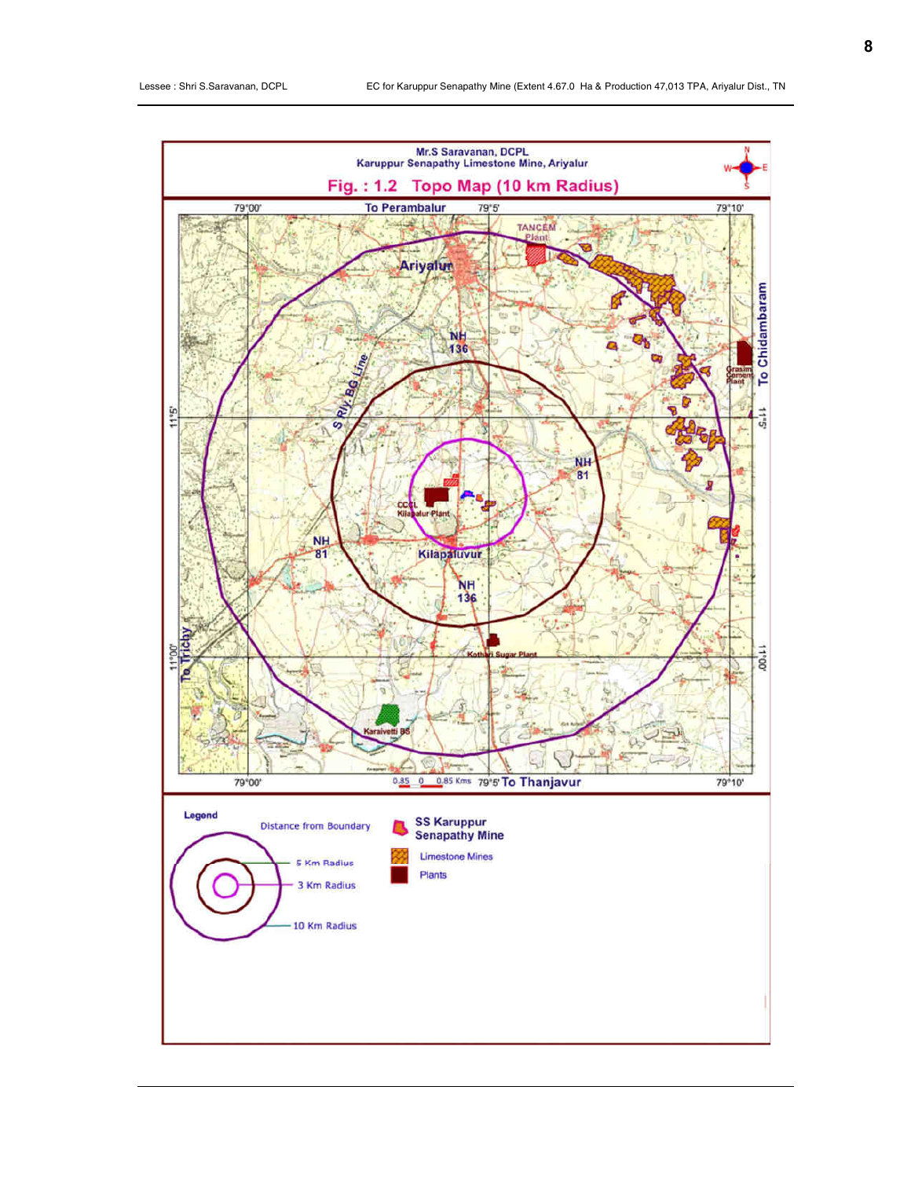Mr.S Saravanan, DCPL
Karuppur Senapathy Limestone Mine, Ariyalur

**Fig. : 1.2 Topo Map (10 km Radius)**

To Perambalur | To Chidambaram | To Thanjavur | To Trichy

79°00' | 79°5' | 79°10' | 11°5' | 11°00'

Ariyalur, TANCEM Plant, NH 136, S.Rly. BG Line, NH 81, CCCL Kilapalur Plant, Kilapaluvur, Grasim Cement Plant, Kothari Sugar Plant, Karaivetti BS

0.85 0 0.85 Kms

**Legend**

Distance from Boundary

- 5 Km Radius
- 3 Km Radius
- 10 Km Radius

- SS Karuppur Senapathy Mine
- Limestone Mines
- Plants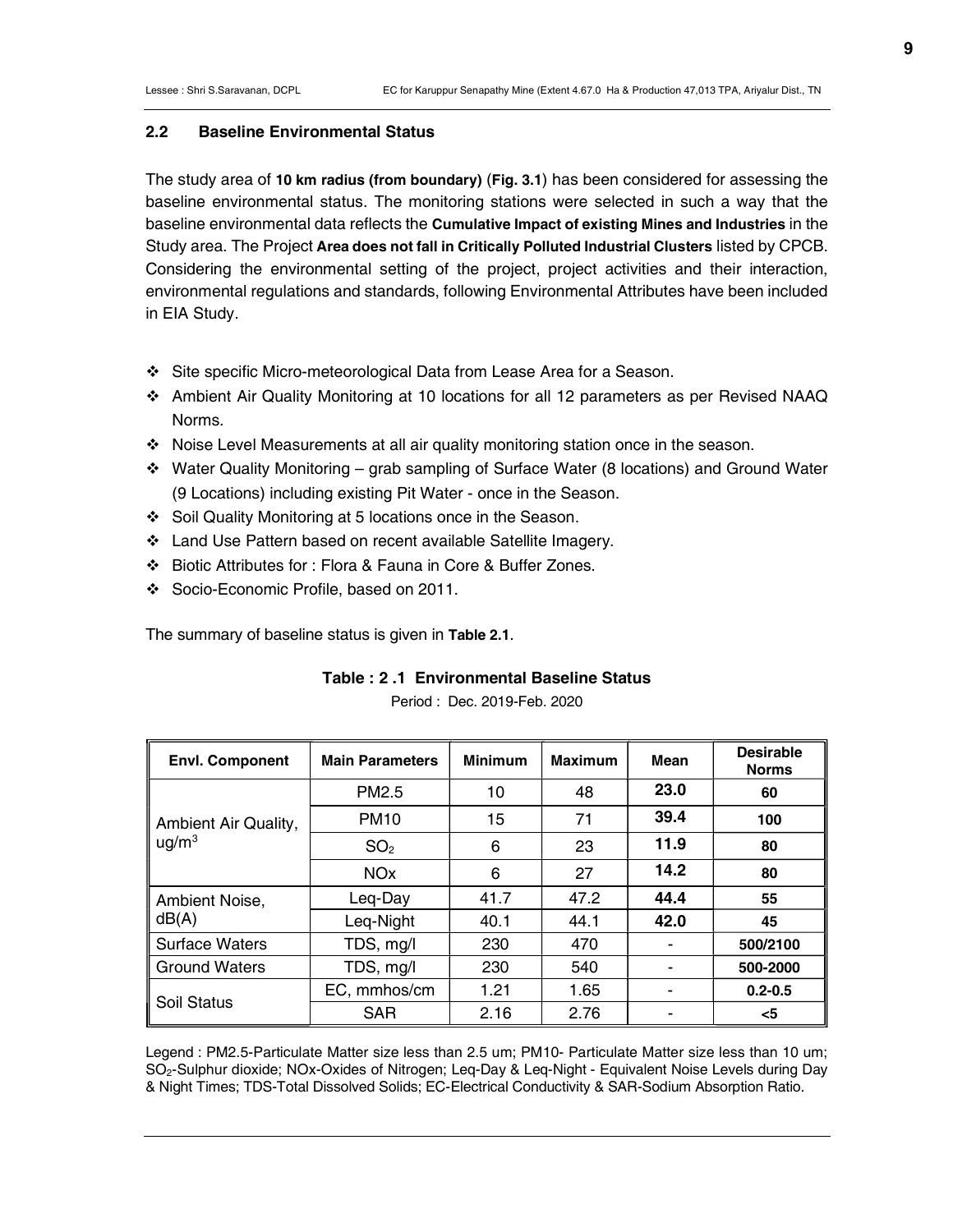## 2.2 Baseline Environmental Status

The study area of **10 km radius (from boundary)** (**Fig. 3.1**) has been considered for assessing the baseline environmental status. The monitoring stations were selected in such a way that the baseline environmental data reflects the **Cumulative Impact of existing Mines and Industries** in the Study area. The Project **Area does not fall in Critically Polluted Industrial Clusters** listed by CPCB. Considering the environmental setting of the project, project activities and their interaction, environmental regulations and standards, following Environmental Attributes have been included in EIA Study.

- ❖ Site specific Micro-meteorological Data from Lease Area for a Season.
- ❖ Ambient Air Quality Monitoring at 10 locations for all 12 parameters as per Revised NAAQ Norms.
- ❖ Noise Level Measurements at all air quality monitoring station once in the season.
- ❖ Water Quality Monitoring – grab sampling of Surface Water (8 locations) and Ground Water (9 Locations) including existing Pit Water - once in the Season.
- ❖ Soil Quality Monitoring at 5 locations once in the Season.
- ❖ Land Use Pattern based on recent available Satellite Imagery.
- ❖ Biotic Attributes for : Flora & Fauna in Core & Buffer Zones.
- ❖ Socio-Economic Profile, based on 2011.

The summary of baseline status is given in **Table 2.1**.

**Table : 2 .1 Environmental Baseline Status**

Period : Dec. 2019-Feb. 2020

| Envl. Component | Main Parameters | Minimum | Maximum | Mean | Desirable Norms |
|---|---|---|---|---|---|
| Ambient Air Quality, ug/m$^3$ | PM2.5 | 10 | 48 | **23.0** | **60** |
| | PM10 | 15 | 71 | **39.4** | **100** |
| | $SO_2$ | 6 | 23 | **11.9** | **80** |
| | NOx | 6 | 27 | **14.2** | **80** |
| Ambient Noise, dB(A) | Leq-Day | 41.7 | 47.2 | **44.4** | **55** |
| | Leq-Night | 40.1 | 44.1 | **42.0** | **45** |
| Surface Waters | TDS, mg/l | 230 | 470 | - | **500/2100** |
| Ground Waters | TDS, mg/l | 230 | 540 | - | **500-2000** |
| Soil Status | EC, mmhos/cm | 1.21 | 1.65 | - | **0.2-0.5** |
| | SAR | 2.16 | 2.76 | - | **<5** |

Legend : PM2.5-Particulate Matter size less than 2.5 um; PM10- Particulate Matter size less than 10 um; $SO_2$-Sulphur dioxide; NOx-Oxides of Nitrogen; Leq-Day & Leq-Night - Equivalent Noise Levels during Day & Night Times; TDS-Total Dissolved Solids; EC-Electrical Conductivity & SAR-Sodium Absorption Ratio.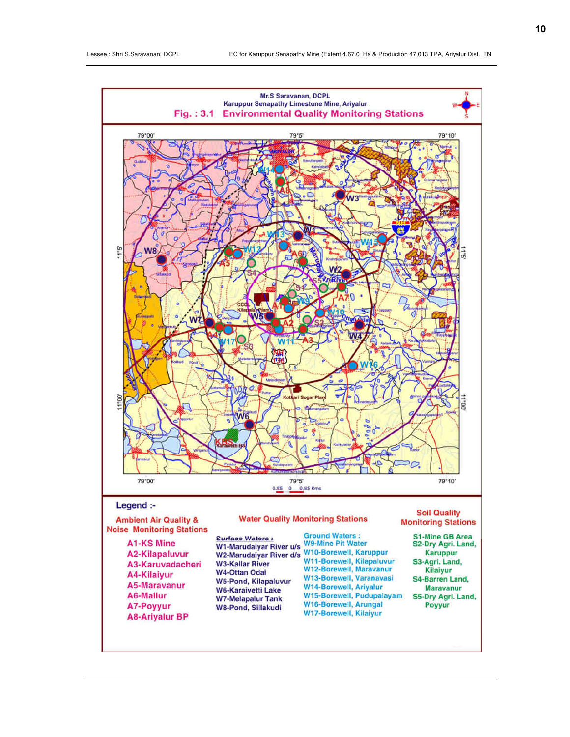Mr.S Saravanan, DCPL

Karuppur Senapathy Limestone Mine, Ariyalur

**Fig. : 3.1 Environmental Quality Monitoring Stations**

**Legend :-**

**Ambient Air Quality & Noise Monitoring Stations**

- A1-KS Mine
- A2-Kilapaluvur
- A3-Karuvadacheri
- A4-Kilaiyur
- A5-Maravanur
- A6-Mallur
- A7-Poyyur
- A8-Ariyalur BP

**Water Quality Monitoring Stations**

*Surface Waters :*

- W1-Marudaiyar River u/s
- W2-Marudaiyar River d/s
- W3-Kallar River
- W4-Ottan Odai
- W5-Pond, Kilapaluvur
- W6-Karaivetti Lake
- W7-Melapalur Tank
- W8-Pond, Sillakudi

*Ground Waters :*

- W9-Mine Pit Water
- W10-Borewell, Karuppur
- W11-Borewell, Kilapaluvur
- W12-Borewell, Maravanur
- W13-Borewell, Varanavasi
- W14-Borewell, Ariyalur
- W15-Borewell, Pudupalayam
- W16-Borewell, Arungal
- W17-Borewell, Kilaiyur

**Soil Quality Monitoring Stations**

- S1-Mine GB Area
- S2-Dry Agri. Land, Karuppur
- S3-Agri. Land, Kilaiyur
- S4-Barren Land, Maravanur
- S5-Dry Agri. Land, Poyyur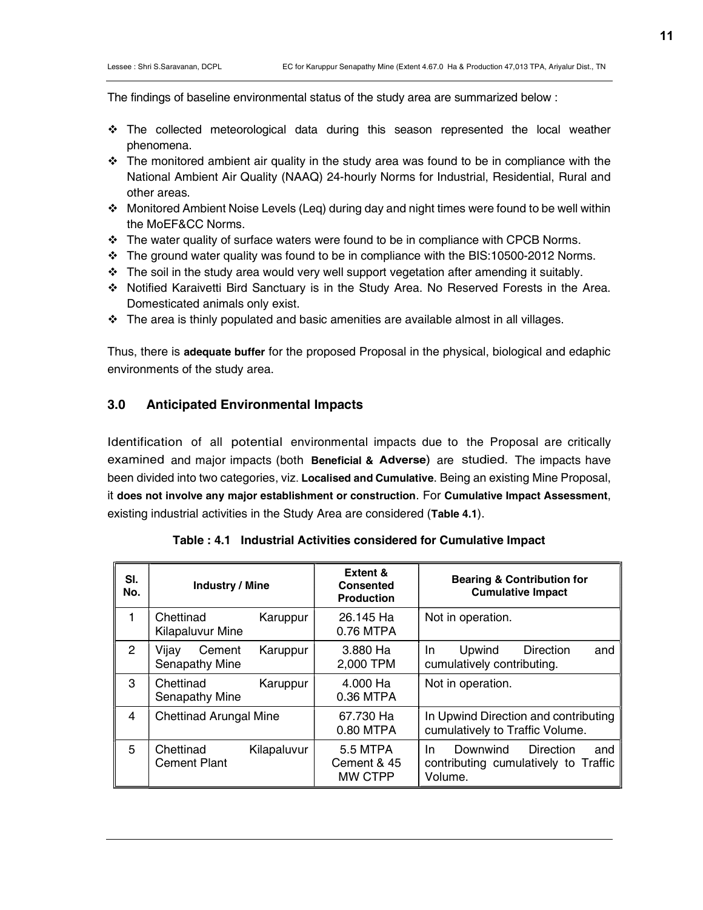The findings of baseline environmental status of the study area are summarized below :

- The collected meteorological data during this season represented the local weather phenomena.
- The monitored ambient air quality in the study area was found to be in compliance with the National Ambient Air Quality (NAAQ) 24-hourly Norms for Industrial, Residential, Rural and other areas.
- Monitored Ambient Noise Levels (Leq) during day and night times were found to be well within the MoEF&CC Norms.
- The water quality of surface waters were found to be in compliance with CPCB Norms.
- The ground water quality was found to be in compliance with the BIS:10500-2012 Norms.
- The soil in the study area would very well support vegetation after amending it suitably.
- Notified Karaivetti Bird Sanctuary is in the Study Area. No Reserved Forests in the Area. Domesticated animals only exist.
- The area is thinly populated and basic amenities are available almost in all villages.

Thus, there is **adequate buffer** for the proposed Proposal in the physical, biological and edaphic environments of the study area.

## 3.0 Anticipated Environmental Impacts

Identification of all potential environmental impacts due to the Proposal are critically examined and major impacts (both **Beneficial & Adverse**) are studied. The impacts have been divided into two categories, viz. **Localised and Cumulative**. Being an existing Mine Proposal, it **does not involve any major establishment or construction**. For **Cumulative Impact Assessment**, existing industrial activities in the Study Area are considered (**Table 4.1**).

**Table : 4.1 Industrial Activities considered for Cumulative Impact**

| Sl. No. | Industry / Mine | Extent & Consented Production | Bearing & Contribution for Cumulative Impact |
|---|---|---|---|
| 1 | Chettinad Karuppur Kilapaluvur Mine | 26.145 Ha<br>0.76 MTPA | Not in operation. |
| 2 | Vijay Cement Karuppur Senapathy Mine | 3.880 Ha<br>2,000 TPM | In Upwind Direction and cumulatively contributing. |
| 3 | Chettinad Karuppur Senapathy Mine | 4.000 Ha<br>0.36 MTPA | Not in operation. |
| 4 | Chettinad Arungal Mine | 67.730 Ha<br>0.80 MTPA | In Upwind Direction and contributing cumulatively to Traffic Volume. |
| 5 | Chettinad Kilapaluvur Cement Plant | 5.5 MTPA Cement & 45 MW CTPP | In Downwind Direction and contributing cumulatively to Traffic Volume. |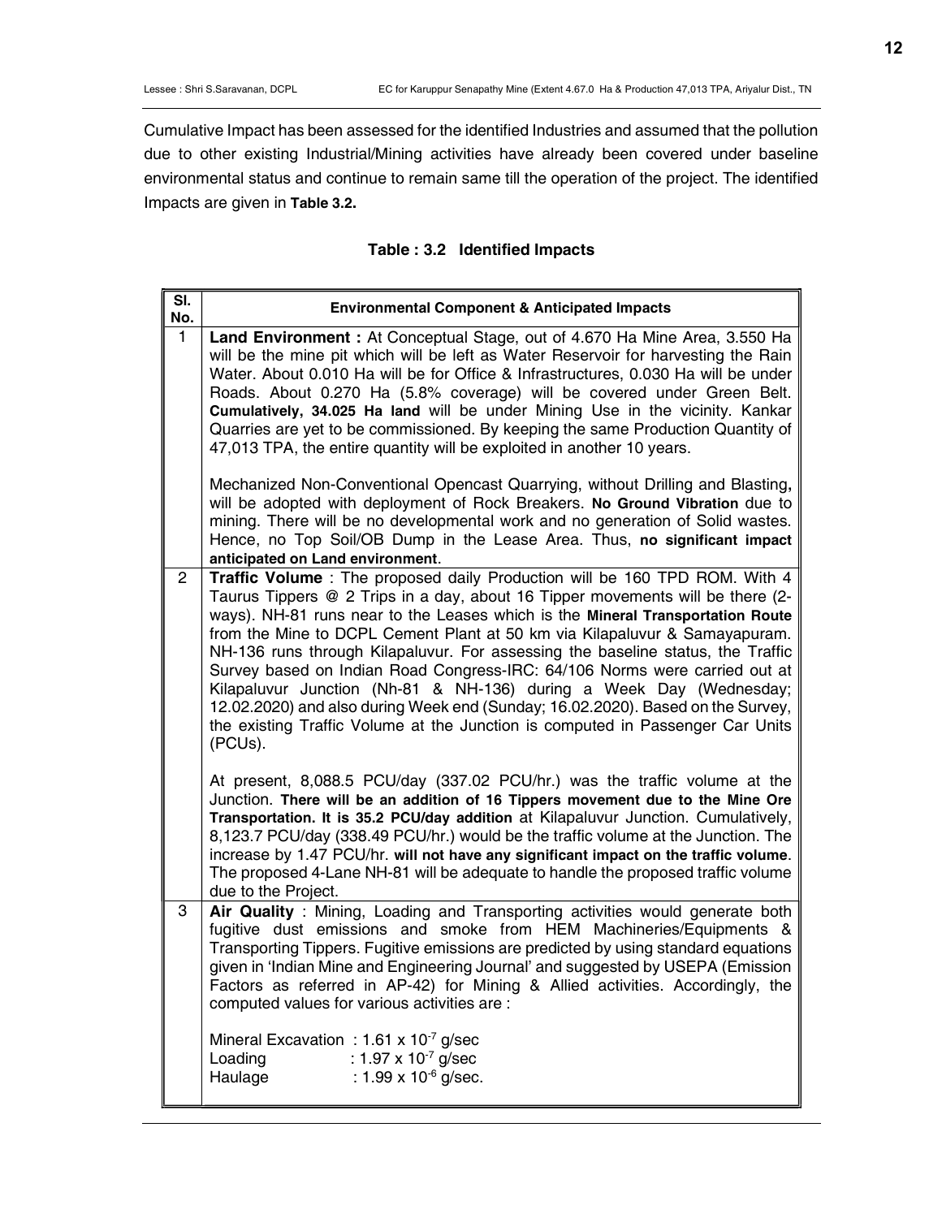Cumulative Impact has been assessed for the identified Industries and assumed that the pollution due to other existing Industrial/Mining activities have already been covered under baseline environmental status and continue to remain same till the operation of the project. The identified Impacts are given in **Table 3.2.**

**Table : 3.2 Identified Impacts**

| Sl. No. | Environmental Component & Anticipated Impacts |
|---|---|
| 1 | **Land Environment :** At Conceptual Stage, out of 4.670 Ha Mine Area, 3.550 Ha will be the mine pit which will be left as Water Reservoir for harvesting the Rain Water. About 0.010 Ha will be for Office & Infrastructures, 0.030 Ha will be under Roads. About 0.270 Ha (5.8% coverage) will be covered under Green Belt. **Cumulatively, 34.025 Ha land** will be under Mining Use in the vicinity. Kankar Quarries are yet to be commissioned. By keeping the same Production Quantity of 47,013 TPA, the entire quantity will be exploited in another 10 years.<br><br>Mechanized Non-Conventional Opencast Quarrying, without Drilling and Blasting, will be adopted with deployment of Rock Breakers. **No Ground Vibration** due to mining. There will be no developmental work and no generation of Solid wastes. Hence, no Top Soil/OB Dump in the Lease Area. Thus, **no significant impact anticipated on Land environment**. |
| 2 | **Traffic Volume** : The proposed daily Production will be 160 TPD ROM. With 4 Taurus Tippers @ 2 Trips in a day, about 16 Tipper movements will be there (2-ways). NH-81 runs near to the Leases which is the **Mineral Transportation Route** from the Mine to DCPL Cement Plant at 50 km via Kilapaluvur & Samayapuram. NH-136 runs through Kilapaluvur. For assessing the baseline status, the Traffic Survey based on Indian Road Congress-IRC: 64/106 Norms were carried out at Kilapaluvur Junction (Nh-81 & NH-136) during a Week Day (Wednesday; 12.02.2020) and also during Week end (Sunday; 16.02.2020). Based on the Survey, the existing Traffic Volume at the Junction is computed in Passenger Car Units (PCUs).<br><br>At present, 8,088.5 PCU/day (337.02 PCU/hr.) was the traffic volume at the Junction. **There will be an addition of 16 Tippers movement due to the Mine Ore Transportation. It is 35.2 PCU/day addition** at Kilapaluvur Junction. Cumulatively, 8,123.7 PCU/day (338.49 PCU/hr.) would be the traffic volume at the Junction. The increase by 1.47 PCU/hr. **will not have any significant impact on the traffic volume**. The proposed 4-Lane NH-81 will be adequate to handle the proposed traffic volume due to the Project. |
| 3 | **Air Quality** : Mining, Loading and Transporting activities would generate both fugitive dust emissions and smoke from HEM Machineries/Equipments & Transporting Tippers. Fugitive emissions are predicted by using standard equations given in 'Indian Mine and Engineering Journal' and suggested by USEPA (Emission Factors as referred in AP-42) for Mining & Allied activities. Accordingly, the computed values for various activities are :<br><br>Mineral Excavation : $1.61 \times 10^{-7}$ g/sec<br>Loading : $1.97 \times 10^{-7}$ g/sec<br>Haulage : $1.99 \times 10^{-6}$ g/sec. |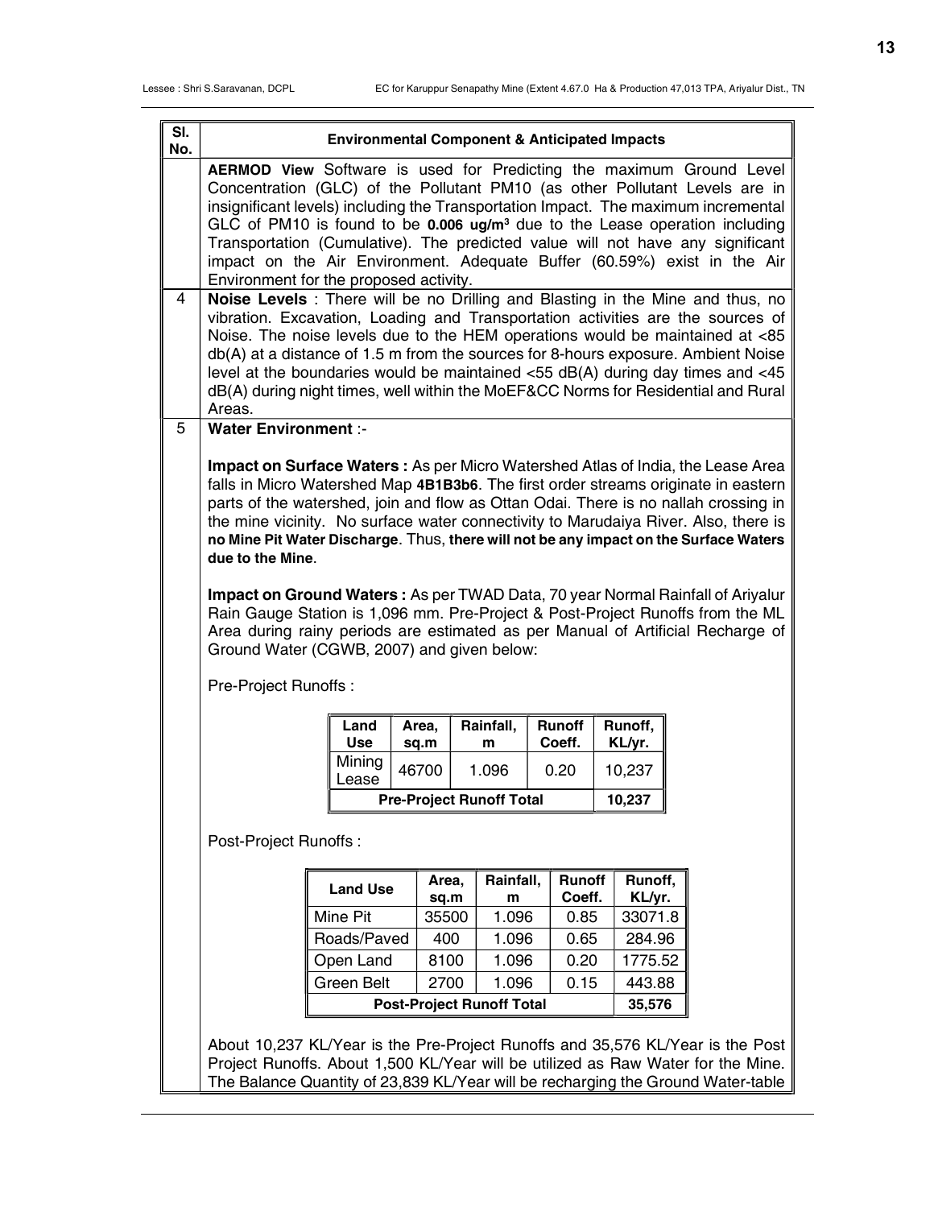| Sl. No. | Environmental Component & Anticipated Impacts |
|---|---|
| | **AERMOD View** Software is used for Predicting the maximum Ground Level Concentration (GLC) of the Pollutant PM10 (as other Pollutant Levels are in insignificant levels) including the Transportation Impact. The maximum incremental GLC of PM10 is found to be **0.006 ug/m³** due to the Lease operation including Transportation (Cumulative). The predicted value will not have any significant impact on the Air Environment. Adequate Buffer (60.59%) exist in the Air Environment for the proposed activity. |
| 4 | **Noise Levels** : There will be no Drilling and Blasting in the Mine and thus, no vibration. Excavation, Loading and Transportation activities are the sources of Noise. The noise levels due to the HEM operations would be maintained at <85 db(A) at a distance of 1.5 m from the sources for 8-hours exposure. Ambient Noise level at the boundaries would be maintained <55 dB(A) during day times and <45 dB(A) during night times, well within the MoEF&CC Norms for Residential and Rural Areas. |
| 5 | **Water Environment** :- |

**Impact on Surface Waters :** As per Micro Watershed Atlas of India, the Lease Area falls in Micro Watershed Map **4B1B3b6**. The first order streams originate in eastern parts of the watershed, join and flow as Ottan Odai. There is no nallah crossing in the mine vicinity. No surface water connectivity to Marudaiya River. Also, there is **no Mine Pit Water Discharge**. Thus, **there will not be any impact on the Surface Waters due to the Mine.**

**Impact on Ground Waters :** As per TWAD Data, 70 year Normal Rainfall of Ariyalur Rain Gauge Station is 1,096 mm. Pre-Project & Post-Project Runoffs from the ML Area during rainy periods are estimated as per Manual of Artificial Recharge of Ground Water (CGWB, 2007) and given below:

Pre-Project Runoffs :

| Land Use | Area, sq.m | Rainfall, m | Runoff Coeff. | Runoff, KL/yr. |
|---|---|---|---|---|
| Mining Lease | 46700 | 1.096 | 0.20 | 10,237 |
| **Pre-Project Runoff Total** | | | | **10,237** |

Post-Project Runoffs :

| Land Use | Area, sq.m | Rainfall, m | Runoff Coeff. | Runoff, KL/yr. |
|---|---|---|---|---|
| Mine Pit | 35500 | 1.096 | 0.85 | 33071.8 |
| Roads/Paved | 400 | 1.096 | 0.65 | 284.96 |
| Open Land | 8100 | 1.096 | 0.20 | 1775.52 |
| Green Belt | 2700 | 1.096 | 0.15 | 443.88 |
| **Post-Project Runoff Total** | | | | **35,576** |

About 10,237 KL/Year is the Pre-Project Runoffs and 35,576 KL/Year is the Post Project Runoffs. About 1,500 KL/Year will be utilized as Raw Water for the Mine. The Balance Quantity of 23,839 KL/Year will be recharging the Ground Water-table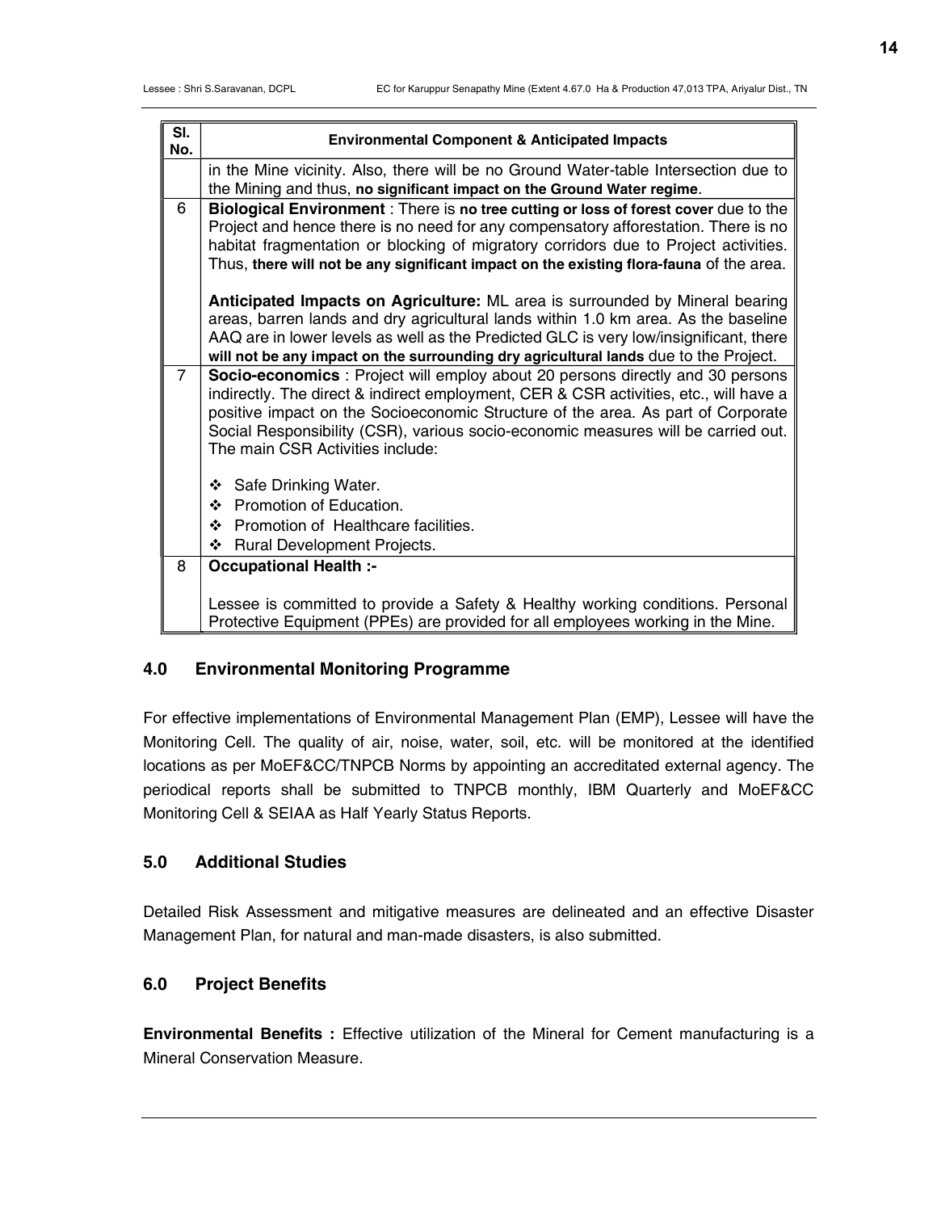| Sl. No. | Environmental Component & Anticipated Impacts |
|---|---|
| | in the Mine vicinity. Also, there will be no Ground Water-table Intersection due to the Mining and thus, **no significant impact on the Ground Water regime**. |
| 6 | **Biological Environment** : There is **no tree cutting or loss of forest cover** due to the Project and hence there is no need for any compensatory afforestation. There is no habitat fragmentation or blocking of migratory corridors due to Project activities. Thus, **there will not be any significant impact on the existing flora-fauna** of the area.<br><br>**Anticipated Impacts on Agriculture:** ML area is surrounded by Mineral bearing areas, barren lands and dry agricultural lands within 1.0 km area. As the baseline AAQ are in lower levels as well as the Predicted GLC is very low/insignificant, there **will not be any impact on the surrounding dry agricultural lands** due to the Project. |
| 7 | **Socio-economics** : Project will employ about 20 persons directly and 30 persons indirectly. The direct & indirect employment, CER & CSR activities, etc., will have a positive impact on the Socioeconomic Structure of the area. As part of Corporate Social Responsibility (CSR), various socio-economic measures will be carried out. The main CSR Activities include:<br><br>❖ Safe Drinking Water.<br>❖ Promotion of Education.<br>❖ Promotion of Healthcare facilities.<br>❖ Rural Development Projects. |
| 8 | **Occupational Health :-**<br><br>Lessee is committed to provide a Safety & Healthy working conditions. Personal Protective Equipment (PPEs) are provided for all employees working in the Mine. |

## 4.0 Environmental Monitoring Programme

For effective implementations of Environmental Management Plan (EMP), Lessee will have the Monitoring Cell. The quality of air, noise, water, soil, etc. will be monitored at the identified locations as per MoEF&CC/TNPCB Norms by appointing an accreditated external agency. The periodical reports shall be submitted to TNPCB monthly, IBM Quarterly and MoEF&CC Monitoring Cell & SEIAA as Half Yearly Status Reports.

## 5.0 Additional Studies

Detailed Risk Assessment and mitigative measures are delineated and an effective Disaster Management Plan, for natural and man-made disasters, is also submitted.

## 6.0 Project Benefits

**Environmental Benefits :** Effective utilization of the Mineral for Cement manufacturing is a Mineral Conservation Measure.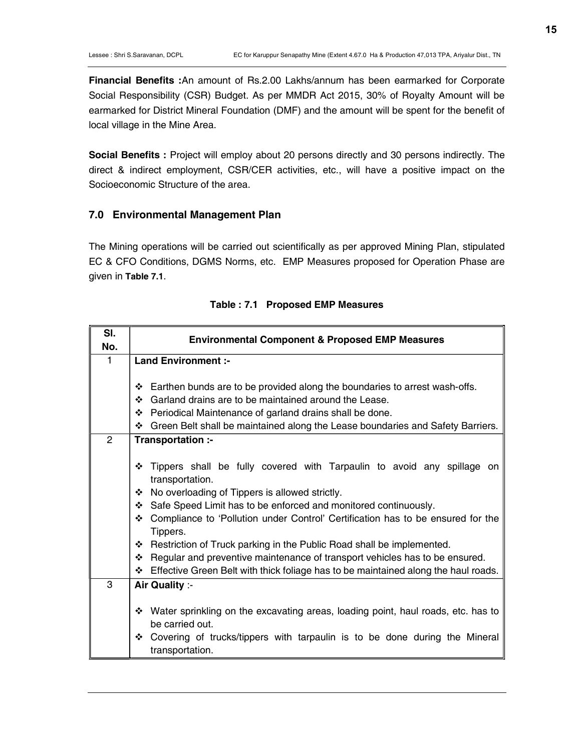**Financial Benefits :**An amount of Rs.2.00 Lakhs/annum has been earmarked for Corporate Social Responsibility (CSR) Budget. As per MMDR Act 2015, 30% of Royalty Amount will be earmarked for District Mineral Foundation (DMF) and the amount will be spent for the benefit of local village in the Mine Area.

**Social Benefits :** Project will employ about 20 persons directly and 30 persons indirectly. The direct & indirect employment, CSR/CER activities, etc., will have a positive impact on the Socioeconomic Structure of the area.

## 7.0 Environmental Management Plan

The Mining operations will be carried out scientifically as per approved Mining Plan, stipulated EC & CFO Conditions, DGMS Norms, etc. EMP Measures proposed for Operation Phase are given in **Table 7.1**.

**Table : 7.1 Proposed EMP Measures**

| Sl. No. | Environmental Component & Proposed EMP Measures |
|---|---|
| 1 | **Land Environment :-**<br>❖ Earthen bunds are to be provided along the boundaries to arrest wash-offs.<br>❖ Garland drains are to be maintained around the Lease.<br>❖ Periodical Maintenance of garland drains shall be done.<br>❖ Green Belt shall be maintained along the Lease boundaries and Safety Barriers. |
| 2 | **Transportation :-**<br>❖ Tippers shall be fully covered with Tarpaulin to avoid any spillage on transportation.<br>❖ No overloading of Tippers is allowed strictly.<br>❖ Safe Speed Limit has to be enforced and monitored continuously.<br>❖ Compliance to 'Pollution under Control' Certification has to be ensured for the Tippers.<br>❖ Restriction of Truck parking in the Public Road shall be implemented.<br>❖ Regular and preventive maintenance of transport vehicles has to be ensured.<br>❖ Effective Green Belt with thick foliage has to be maintained along the haul roads. |
| 3 | **Air Quality** :-<br>❖ Water sprinkling on the excavating areas, loading point, haul roads, etc. has to be carried out.<br>❖ Covering of trucks/tippers with tarpaulin is to be done during the Mineral transportation. |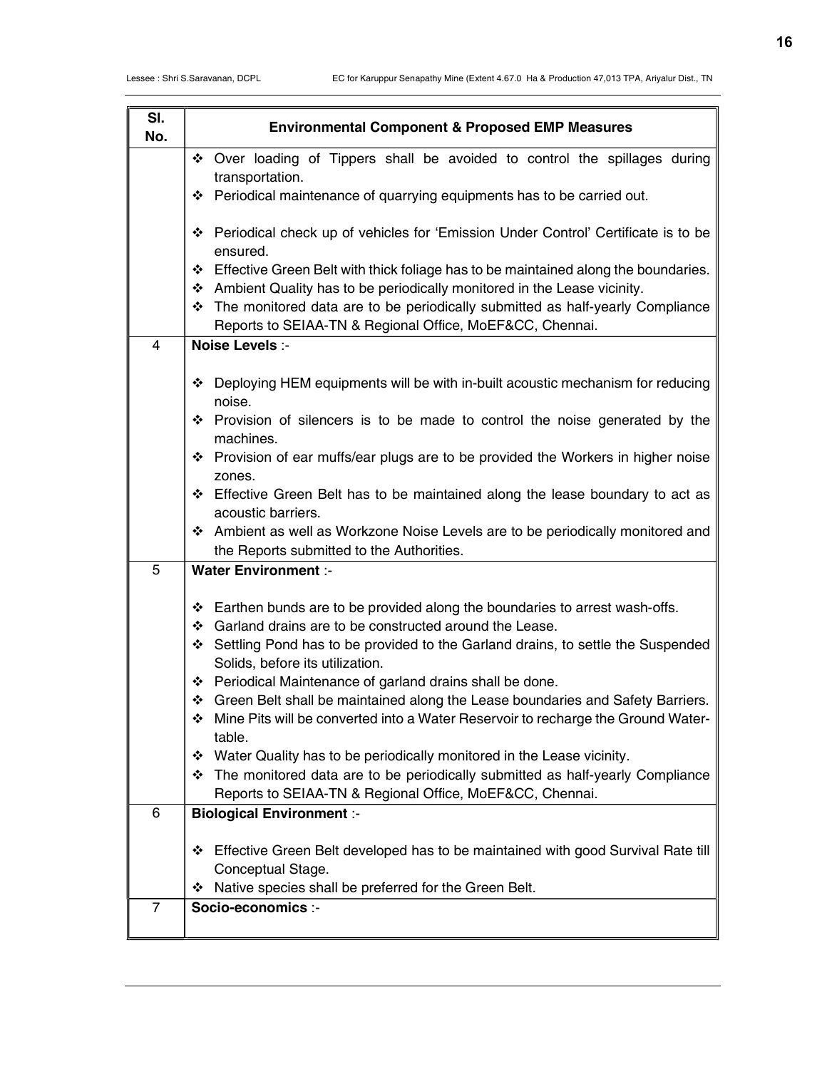| Sl. No. | Environmental Component & Proposed EMP Measures |
|---|---|
| | ❖ Over loading of Tippers shall be avoided to control the spillages during transportation.<br>❖ Periodical maintenance of quarrying equipments has to be carried out.<br>❖ Periodical check up of vehicles for 'Emission Under Control' Certificate is to be ensured.<br>❖ Effective Green Belt with thick foliage has to be maintained along the boundaries.<br>❖ Ambient Quality has to be periodically monitored in the Lease vicinity.<br>❖ The monitored data are to be periodically submitted as half-yearly Compliance Reports to SEIAA-TN & Regional Office, MoEF&CC, Chennai. |
| 4 | **Noise Levels** :-<br>❖ Deploying HEM equipments will be with in-built acoustic mechanism for reducing noise.<br>❖ Provision of silencers is to be made to control the noise generated by the machines.<br>❖ Provision of ear muffs/ear plugs are to be provided the Workers in higher noise zones.<br>❖ Effective Green Belt has to be maintained along the lease boundary to act as acoustic barriers.<br>❖ Ambient as well as Workzone Noise Levels are to be periodically monitored and the Reports submitted to the Authorities. |
| 5 | **Water Environment** :-<br>❖ Earthen bunds are to be provided along the boundaries to arrest wash-offs.<br>❖ Garland drains are to be constructed around the Lease.<br>❖ Settling Pond has to be provided to the Garland drains, to settle the Suspended Solids, before its utilization.<br>❖ Periodical Maintenance of garland drains shall be done.<br>❖ Green Belt shall be maintained along the Lease boundaries and Safety Barriers.<br>❖ Mine Pits will be converted into a Water Reservoir to recharge the Ground Water-table.<br>❖ Water Quality has to be periodically monitored in the Lease vicinity.<br>❖ The monitored data are to be periodically submitted as half-yearly Compliance Reports to SEIAA-TN & Regional Office, MoEF&CC, Chennai. |
| 6 | **Biological Environment** :-<br>❖ Effective Green Belt developed has to be maintained with good Survival Rate till Conceptual Stage.<br>❖ Native species shall be preferred for the Green Belt. |
| 7 | **Socio-economics** :- |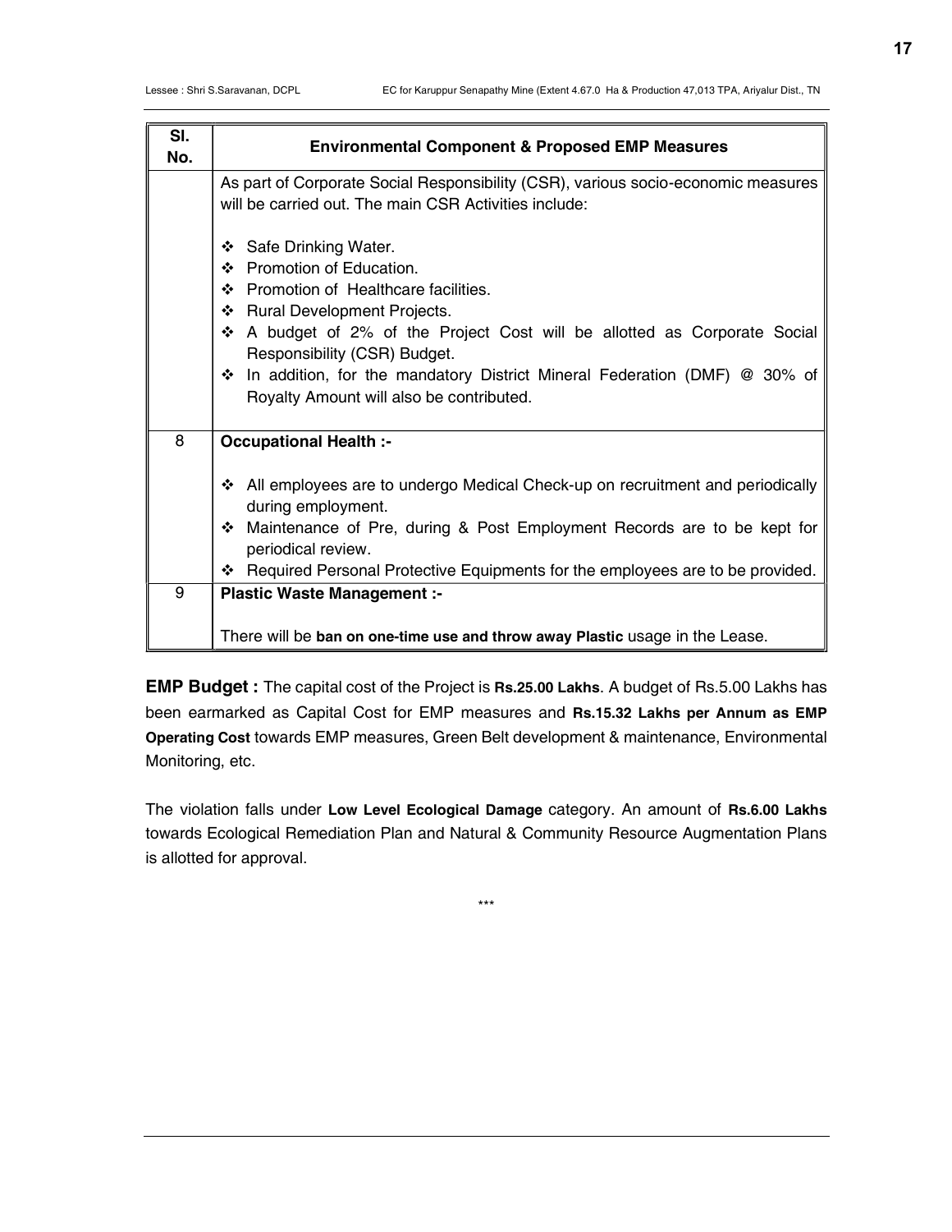| Sl. No. | Environmental Component & Proposed EMP Measures |
|---|---|
| | As part of Corporate Social Responsibility (CSR), various socio-economic measures will be carried out. The main CSR Activities include:<br><br>❖ Safe Drinking Water.<br>❖ Promotion of Education.<br>❖ Promotion of Healthcare facilities.<br>❖ Rural Development Projects.<br>❖ A budget of 2% of the Project Cost will be allotted as Corporate Social Responsibility (CSR) Budget.<br>❖ In addition, for the mandatory District Mineral Federation (DMF) @ 30% of Royalty Amount will also be contributed. |
| 8 | **Occupational Health :-**<br><br>❖ All employees are to undergo Medical Check-up on recruitment and periodically during employment.<br>❖ Maintenance of Pre, during & Post Employment Records are to be kept for periodical review.<br>❖ Required Personal Protective Equipments for the employees are to be provided. |
| 9 | **Plastic Waste Management :-**<br><br>There will be **ban on one-time use and throw away Plastic** usage in the Lease. |

**EMP Budget :** The capital cost of the Project is **Rs.25.00 Lakhs**. A budget of Rs.5.00 Lakhs has been earmarked as Capital Cost for EMP measures and **Rs.15.32 Lakhs per Annum as EMP Operating Cost** towards EMP measures, Green Belt development & maintenance, Environmental Monitoring, etc.

The violation falls under **Low Level Ecological Damage** category. An amount of **Rs.6.00 Lakhs** towards Ecological Remediation Plan and Natural & Community Resource Augmentation Plans is allotted for approval.

***